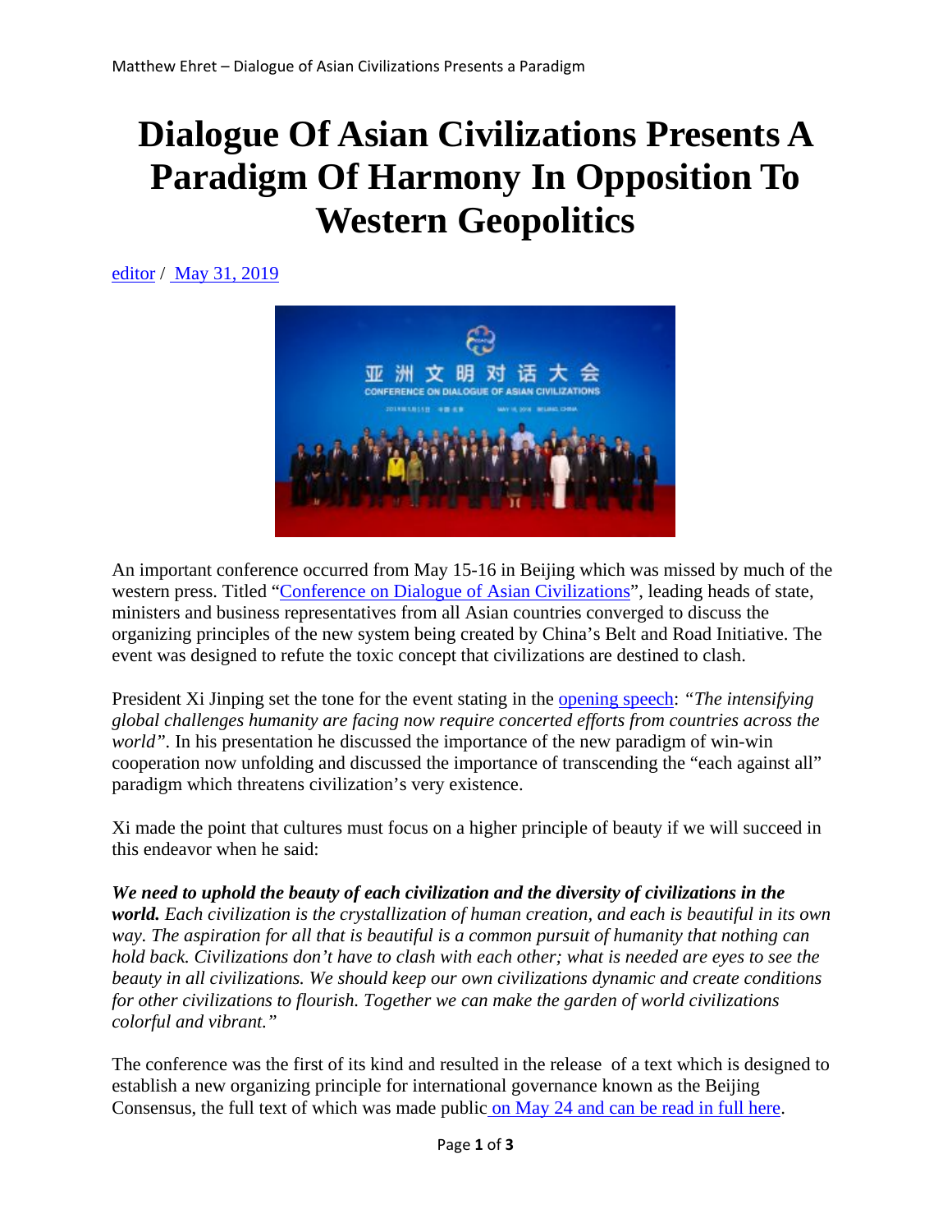# Dialogue Of Asian Civilizations Presents A Paradigm Of Harmony In Opposition To Western Geopolitics

editor / May 31, 2019

An important conference occurred from May 15-16 in Beijing which was missed by much of the western press. Titled "Conference on Dialogue of Asian Civilizations", leading heads of state, ministers and business representatives from all Asian countries converged to discuss the organizing principles of the new system being created by China's Belt and Road Initiative. The event was designed to refute the toxic concept that civilizations are destined to clash.

President Xi Jinping set the tone for the event stating in the opening speech: *"The intensifying global challenges humanity are facing now require concerted efforts from countries across the world"*. In his presentation he discussed the importance of the new paradigm of win-win cooperation now unfolding and discussed the importance of transcending the "each against all" paradigm which threatens civilization's very existence.

Xi made the point that cultures must focus on a higher principle of beauty if we will succeed in this endeavor when he said:

***We need to uphold the beauty of each civilization and the diversity of civilizations in the world.*** *Each civilization is the crystallization of human creation, and each is beautiful in its own way. The aspiration for all that is beautiful is a common pursuit of humanity that nothing can hold back. Civilizations don't have to clash with each other; what is needed are eyes to see the beauty in all civilizations. We should keep our own civilizations dynamic and create conditions for other civilizations to flourish. Together we can make the garden of world civilizations colorful and vibrant."*

The conference was the first of its kind and resulted in the release of a text which is designed to establish a new organizing principle for international governance known as the Beijing Consensus, the full text of which was made public on May 24 and can be read in full here.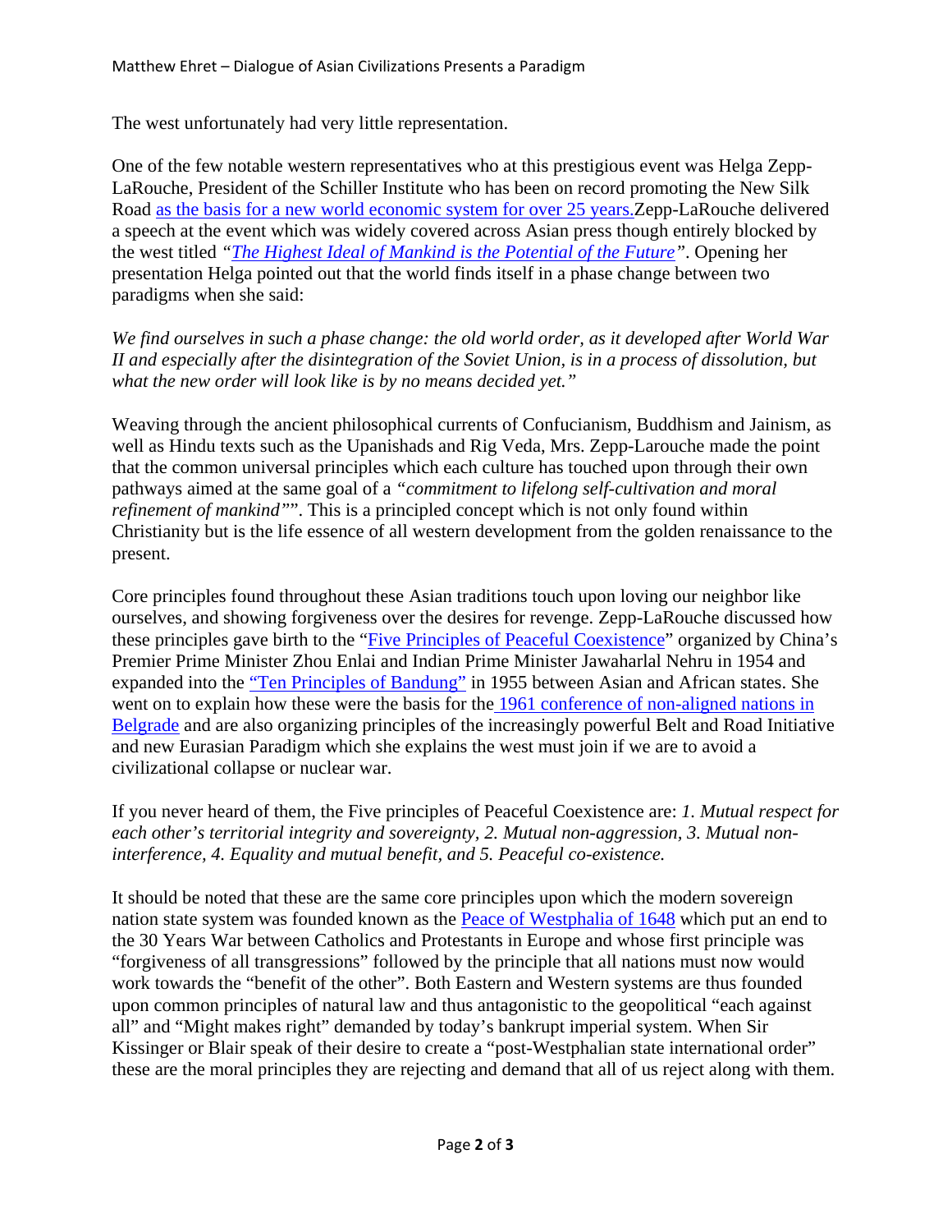The west unfortunately had very little representation.

One of the few notable western representatives who at this prestigious event was Helga Zepp-LaRouche, President of the Schiller Institute who has been on record promoting the New Silk Road as the basis for a new world economic system for over 25 years.Zepp-LaRouche delivered a speech at the event which was widely covered across Asian press though entirely blocked by the west titled *"The Highest Ideal of Mankind is the Potential of the Future"*. Opening her presentation Helga pointed out that the world finds itself in a phase change between two paradigms when she said:

*We find ourselves in such a phase change: the old world order, as it developed after World War II and especially after the disintegration of the Soviet Union, is in a process of dissolution, but what the new order will look like is by no means decided yet."*

Weaving through the ancient philosophical currents of Confucianism, Buddhism and Jainism, as well as Hindu texts such as the Upanishads and Rig Veda, Mrs. Zepp-Larouche made the point that the common universal principles which each culture has touched upon through their own pathways aimed at the same goal of a *"commitment to lifelong self-cultivation and moral refinement of mankind""*. This is a principled concept which is not only found within Christianity but is the life essence of all western development from the golden renaissance to the present.

Core principles found throughout these Asian traditions touch upon loving our neighbor like ourselves, and showing forgiveness over the desires for revenge. Zepp-LaRouche discussed how these principles gave birth to the "Five Principles of Peaceful Coexistence" organized by China's Premier Prime Minister Zhou Enlai and Indian Prime Minister Jawaharlal Nehru in 1954 and expanded into the "Ten Principles of Bandung" in 1955 between Asian and African states. She went on to explain how these were the basis for the 1961 conference of non-aligned nations in Belgrade and are also organizing principles of the increasingly powerful Belt and Road Initiative and new Eurasian Paradigm which she explains the west must join if we are to avoid a civilizational collapse or nuclear war.

If you never heard of them, the Five principles of Peaceful Coexistence are: *1. Mutual respect for each other's territorial integrity and sovereignty, 2. Mutual non-aggression, 3. Mutual non-interference, 4. Equality and mutual benefit, and 5. Peaceful co-existence.*

It should be noted that these are the same core principles upon which the modern sovereign nation state system was founded known as the Peace of Westphalia of 1648 which put an end to the 30 Years War between Catholics and Protestants in Europe and whose first principle was "forgiveness of all transgressions" followed by the principle that all nations must now would work towards the "benefit of the other". Both Eastern and Western systems are thus founded upon common principles of natural law and thus antagonistic to the geopolitical "each against all" and "Might makes right" demanded by today's bankrupt imperial system. When Sir Kissinger or Blair speak of their desire to create a "post-Westphalian state international order" these are the moral principles they are rejecting and demand that all of us reject along with them.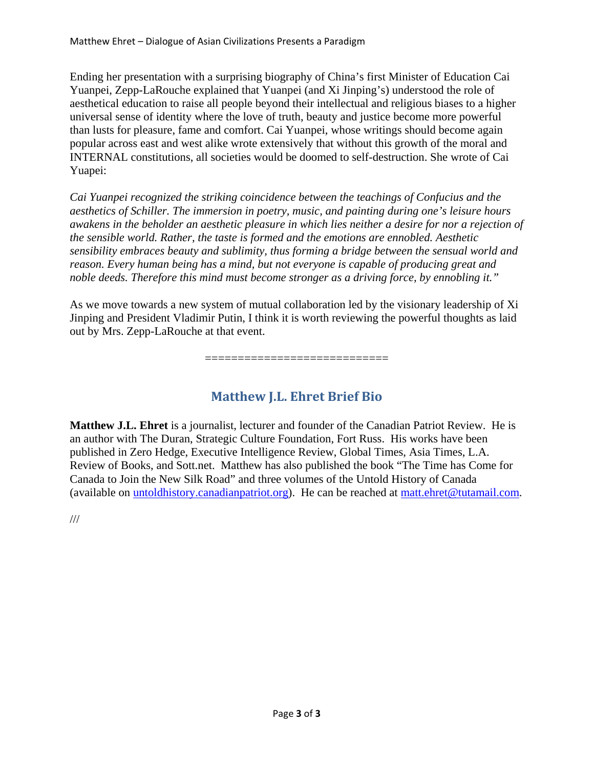Ending her presentation with a surprising biography of China's first Minister of Education Cai Yuanpei, Zepp-LaRouche explained that Yuanpei (and Xi Jinping's) understood the role of aesthetical education to raise all people beyond their intellectual and religious biases to a higher universal sense of identity where the love of truth, beauty and justice become more powerful than lusts for pleasure, fame and comfort. Cai Yuanpei, whose writings should become again popular across east and west alike wrote extensively that without this growth of the moral and INTERNAL constitutions, all societies would be doomed to self-destruction. She wrote of Cai Yuapei:

*Cai Yuanpei recognized the striking coincidence between the teachings of Confucius and the aesthetics of Schiller. The immersion in poetry, music, and painting during one's leisure hours awakens in the beholder an aesthetic pleasure in which lies neither a desire for nor a rejection of the sensible world. Rather, the taste is formed and the emotions are ennobled. Aesthetic sensibility embraces beauty and sublimity, thus forming a bridge between the sensual world and reason. Every human being has a mind, but not everyone is capable of producing great and noble deeds. Therefore this mind must become stronger as a driving force, by ennobling it."*

As we move towards a new system of mutual collaboration led by the visionary leadership of Xi Jinping and President Vladimir Putin, I think it is worth reviewing the powerful thoughts as laid out by Mrs. Zepp-LaRouche at that event.

===========================

## Matthew J.L. Ehret Brief Bio

**Matthew J.L. Ehret** is a journalist, lecturer and founder of the Canadian Patriot Review. He is an author with The Duran, Strategic Culture Foundation, Fort Russ. His works have been published in Zero Hedge, Executive Intelligence Review, Global Times, Asia Times, L.A. Review of Books, and Sott.net. Matthew has also published the book "The Time has Come for Canada to Join the New Silk Road" and three volumes of the Untold History of Canada (available on [untoldhistory.canadianpatriot.org](untoldhistory.canadianpatriot.org)). He can be reached at [matt.ehret@tutamail.com](mailto:matt.ehret@tutamail.com).

///